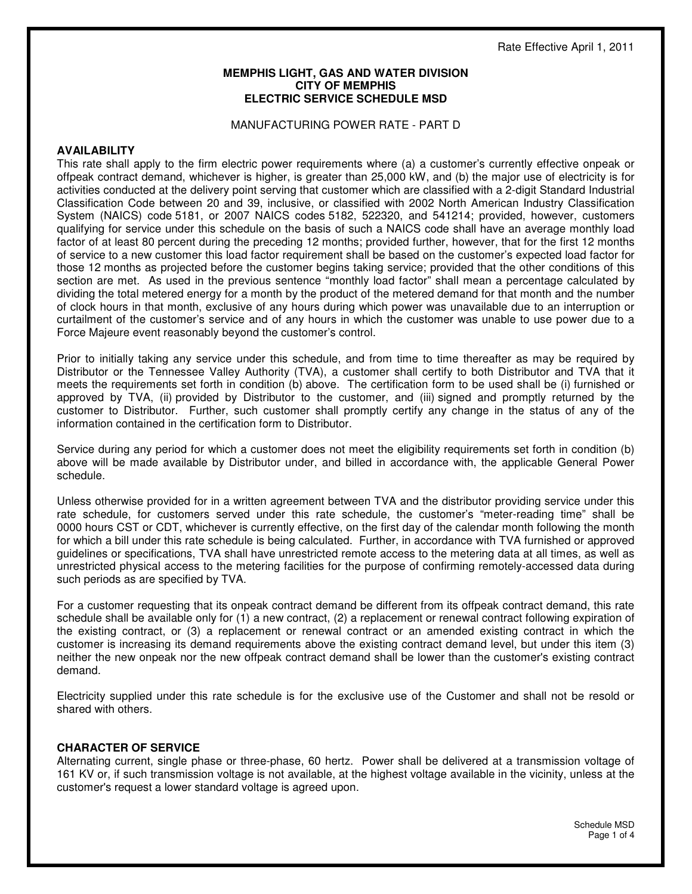Rate Effective April 1, 2011

**MEMPHIS LIGHT, GAS AND WATER DIVISION**
**CITY OF MEMPHIS**
**ELECTRIC SERVICE SCHEDULE MSD**

MANUFACTURING POWER RATE - PART D

## AVAILABILITY

This rate shall apply to the firm electric power requirements where (a) a customer's currently effective onpeak or offpeak contract demand, whichever is higher, is greater than 25,000 kW, and (b) the major use of electricity is for activities conducted at the delivery point serving that customer which are classified with a 2-digit Standard Industrial Classification Code between 20 and 39, inclusive, or classified with 2002 North American Industry Classification System (NAICS) code 5181, or 2007 NAICS codes 5182, 522320, and 541214; provided, however, customers qualifying for service under this schedule on the basis of such a NAICS code shall have an average monthly load factor of at least 80 percent during the preceding 12 months; provided further, however, that for the first 12 months of service to a new customer this load factor requirement shall be based on the customer's expected load factor for those 12 months as projected before the customer begins taking service; provided that the other conditions of this section are met. As used in the previous sentence "monthly load factor" shall mean a percentage calculated by dividing the total metered energy for a month by the product of the metered demand for that month and the number of clock hours in that month, exclusive of any hours during which power was unavailable due to an interruption or curtailment of the customer's service and of any hours in which the customer was unable to use power due to a Force Majeure event reasonably beyond the customer's control.

Prior to initially taking any service under this schedule, and from time to time thereafter as may be required by Distributor or the Tennessee Valley Authority (TVA), a customer shall certify to both Distributor and TVA that it meets the requirements set forth in condition (b) above. The certification form to be used shall be (i) furnished or approved by TVA, (ii) provided by Distributor to the customer, and (iii) signed and promptly returned by the customer to Distributor. Further, such customer shall promptly certify any change in the status of any of the information contained in the certification form to Distributor.

Service during any period for which a customer does not meet the eligibility requirements set forth in condition (b) above will be made available by Distributor under, and billed in accordance with, the applicable General Power schedule.

Unless otherwise provided for in a written agreement between TVA and the distributor providing service under this rate schedule, for customers served under this rate schedule, the customer's "meter-reading time" shall be 0000 hours CST or CDT, whichever is currently effective, on the first day of the calendar month following the month for which a bill under this rate schedule is being calculated. Further, in accordance with TVA furnished or approved guidelines or specifications, TVA shall have unrestricted remote access to the metering data at all times, as well as unrestricted physical access to the metering facilities for the purpose of confirming remotely-accessed data during such periods as are specified by TVA.

For a customer requesting that its onpeak contract demand be different from its offpeak contract demand, this rate schedule shall be available only for (1) a new contract, (2) a replacement or renewal contract following expiration of the existing contract, or (3) a replacement or renewal contract or an amended existing contract in which the customer is increasing its demand requirements above the existing contract demand level, but under this item (3) neither the new onpeak nor the new offpeak contract demand shall be lower than the customer's existing contract demand.

Electricity supplied under this rate schedule is for the exclusive use of the Customer and shall not be resold or shared with others.

## CHARACTER OF SERVICE

Alternating current, single phase or three-phase, 60 hertz. Power shall be delivered at a transmission voltage of 161 KV or, if such transmission voltage is not available, at the highest voltage available in the vicinity, unless at the customer's request a lower standard voltage is agreed upon.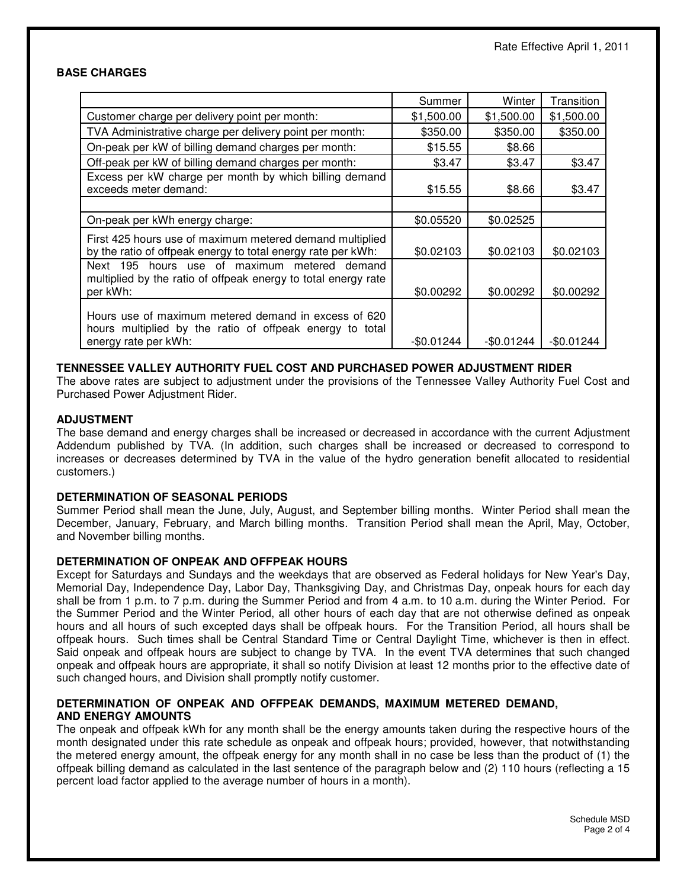Rate Effective April 1, 2011

**BASE CHARGES**

| | Summer | Winter | Transition |
|---|---|---|---|
| Customer charge per delivery point per month: | $1,500.00 | $1,500.00 | $1,500.00 |
| TVA Administrative charge per delivery point per month: | $350.00 | $350.00 | $350.00 |
| On-peak per kW of billing demand charges per month: | $15.55 | $8.66 | |
| Off-peak per kW of billing demand charges per month: | $3.47 | $3.47 | $3.47 |
| Excess per kW charge per month by which billing demand exceeds meter demand: | $15.55 | $8.66 | $3.47 |
| | | | |
| On-peak per kWh energy charge: | $0.05520 | $0.02525 | |
| First 425 hours use of maximum metered demand multiplied by the ratio of offpeak energy to total energy rate per kWh: | $0.02103 | $0.02103 | $0.02103 |
| Next 195 hours use of maximum metered demand multiplied by the ratio of offpeak energy to total energy rate per kWh: | $0.00292 | $0.00292 | $0.00292 |
| Hours use of maximum metered demand in excess of 620 hours multiplied by the ratio of offpeak energy to total energy rate per kWh: | -$0.01244 | -$0.01244 | -$0.01244 |

**TENNESSEE VALLEY AUTHORITY FUEL COST AND PURCHASED POWER ADJUSTMENT RIDER**

The above rates are subject to adjustment under the provisions of the Tennessee Valley Authority Fuel Cost and Purchased Power Adjustment Rider.

**ADJUSTMENT**

The base demand and energy charges shall be increased or decreased in accordance with the current Adjustment Addendum published by TVA. (In addition, such charges shall be increased or decreased to correspond to increases or decreases determined by TVA in the value of the hydro generation benefit allocated to residential customers.)

**DETERMINATION OF SEASONAL PERIODS**

Summer Period shall mean the June, July, August, and September billing months. Winter Period shall mean the December, January, February, and March billing months. Transition Period shall mean the April, May, October, and November billing months.

**DETERMINATION OF ONPEAK AND OFFPEAK HOURS**

Except for Saturdays and Sundays and the weekdays that are observed as Federal holidays for New Year's Day, Memorial Day, Independence Day, Labor Day, Thanksgiving Day, and Christmas Day, onpeak hours for each day shall be from 1 p.m. to 7 p.m. during the Summer Period and from 4 a.m. to 10 a.m. during the Winter Period. For the Summer Period and the Winter Period, all other hours of each day that are not otherwise defined as onpeak hours and all hours of such excepted days shall be offpeak hours. For the Transition Period, all hours shall be offpeak hours. Such times shall be Central Standard Time or Central Daylight Time, whichever is then in effect. Said onpeak and offpeak hours are subject to change by TVA. In the event TVA determines that such changed onpeak and offpeak hours are appropriate, it shall so notify Division at least 12 months prior to the effective date of such changed hours, and Division shall promptly notify customer.

**DETERMINATION OF ONPEAK AND OFFPEAK DEMANDS, MAXIMUM METERED DEMAND, AND ENERGY AMOUNTS**

The onpeak and offpeak kWh for any month shall be the energy amounts taken during the respective hours of the month designated under this rate schedule as onpeak and offpeak hours; provided, however, that notwithstanding the metered energy amount, the offpeak energy for any month shall in no case be less than the product of (1) the offpeak billing demand as calculated in the last sentence of the paragraph below and (2) 110 hours (reflecting a 15 percent load factor applied to the average number of hours in a month).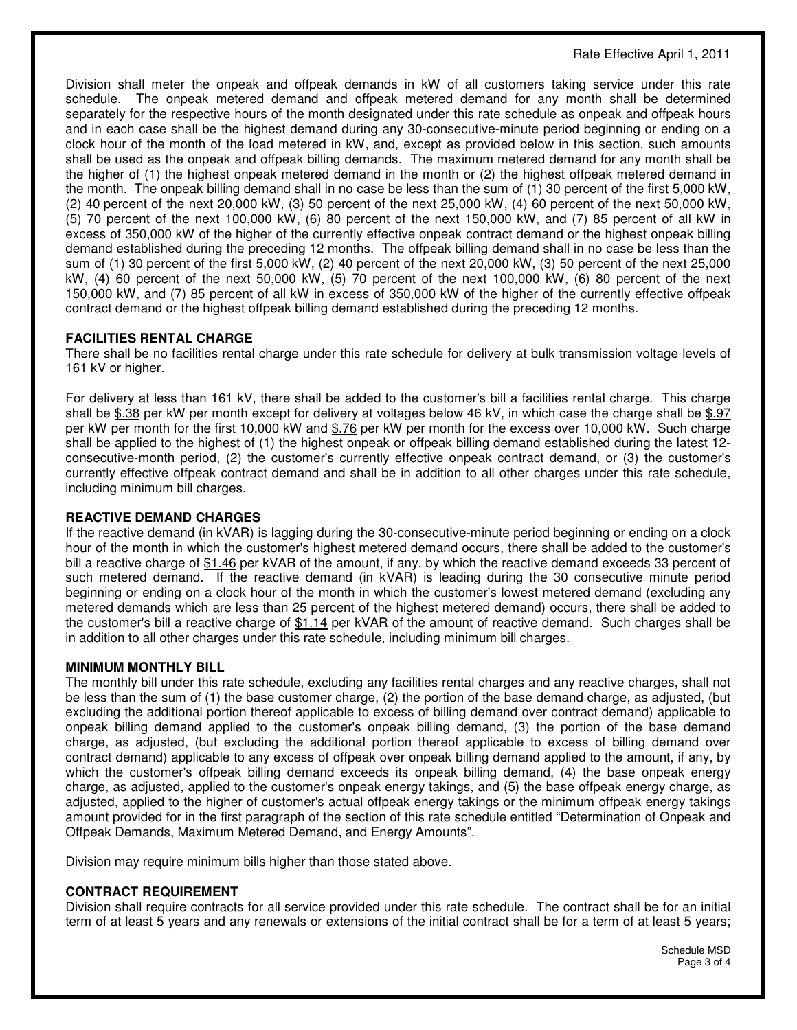Division shall meter the onpeak and offpeak demands in kW of all customers taking service under this rate schedule. The onpeak metered demand and offpeak metered demand for any month shall be determined separately for the respective hours of the month designated under this rate schedule as onpeak and offpeak hours and in each case shall be the highest demand during any 30-consecutive-minute period beginning or ending on a clock hour of the month of the load metered in kW, and, except as provided below in this section, such amounts shall be used as the onpeak and offpeak billing demands. The maximum metered demand for any month shall be the higher of (1) the highest onpeak metered demand in the month or (2) the highest offpeak metered demand in the month. The onpeak billing demand shall in no case be less than the sum of (1) 30 percent of the first 5,000 kW, (2) 40 percent of the next 20,000 kW, (3) 50 percent of the next 25,000 kW, (4) 60 percent of the next 50,000 kW, (5) 70 percent of the next 100,000 kW, (6) 80 percent of the next 150,000 kW, and (7) 85 percent of all kW in excess of 350,000 kW of the higher of the currently effective onpeak contract demand or the highest onpeak billing demand established during the preceding 12 months. The offpeak billing demand shall in no case be less than the sum of (1) 30 percent of the first 5,000 kW, (2) 40 percent of the next 20,000 kW, (3) 50 percent of the next 25,000 kW, (4) 60 percent of the next 50,000 kW, (5) 70 percent of the next 100,000 kW, (6) 80 percent of the next 150,000 kW, and (7) 85 percent of all kW in excess of 350,000 kW of the higher of the currently effective offpeak contract demand or the highest offpeak billing demand established during the preceding 12 months.

**FACILITIES RENTAL CHARGE**

There shall be no facilities rental charge under this rate schedule for delivery at bulk transmission voltage levels of 161 kV or higher.

For delivery at less than 161 kV, there shall be added to the customer's bill a facilities rental charge. This charge shall be $.38 per kW per month except for delivery at voltages below 46 kV, in which case the charge shall be $.97 per kW per month for the first 10,000 kW and $.76 per kW per month for the excess over 10,000 kW. Such charge shall be applied to the highest of (1) the highest onpeak or offpeak billing demand established during the latest 12-consecutive-month period, (2) the customer's currently effective onpeak contract demand, or (3) the customer's currently effective offpeak contract demand and shall be in addition to all other charges under this rate schedule, including minimum bill charges.

**REACTIVE DEMAND CHARGES**

If the reactive demand (in kVAR) is lagging during the 30-consecutive-minute period beginning or ending on a clock hour of the month in which the customer's highest metered demand occurs, there shall be added to the customer's bill a reactive charge of $1.46 per kVAR of the amount, if any, by which the reactive demand exceeds 33 percent of such metered demand. If the reactive demand (in kVAR) is leading during the 30 consecutive minute period beginning or ending on a clock hour of the month in which the customer's lowest metered demand (excluding any metered demands which are less than 25 percent of the highest metered demand) occurs, there shall be added to the customer's bill a reactive charge of $1.14 per kVAR of the amount of reactive demand. Such charges shall be in addition to all other charges under this rate schedule, including minimum bill charges.

**MINIMUM MONTHLY BILL**

The monthly bill under this rate schedule, excluding any facilities rental charges and any reactive charges, shall not be less than the sum of (1) the base customer charge, (2) the portion of the base demand charge, as adjusted, (but excluding the additional portion thereof applicable to excess of billing demand over contract demand) applicable to onpeak billing demand applied to the customer's onpeak billing demand, (3) the portion of the base demand charge, as adjusted, (but excluding the additional portion thereof applicable to excess of billing demand over contract demand) applicable to any excess of offpeak over onpeak billing demand applied to the amount, if any, by which the customer's offpeak billing demand exceeds its onpeak billing demand, (4) the base onpeak energy charge, as adjusted, applied to the customer's onpeak energy takings, and (5) the base offpeak energy charge, as adjusted, applied to the higher of customer's actual offpeak energy takings or the minimum offpeak energy takings amount provided for in the first paragraph of the section of this rate schedule entitled "Determination of Onpeak and Offpeak Demands, Maximum Metered Demand, and Energy Amounts".

Division may require minimum bills higher than those stated above.

**CONTRACT REQUIREMENT**

Division shall require contracts for all service provided under this rate schedule. The contract shall be for an initial term of at least 5 years and any renewals or extensions of the initial contract shall be for a term of at least 5 years;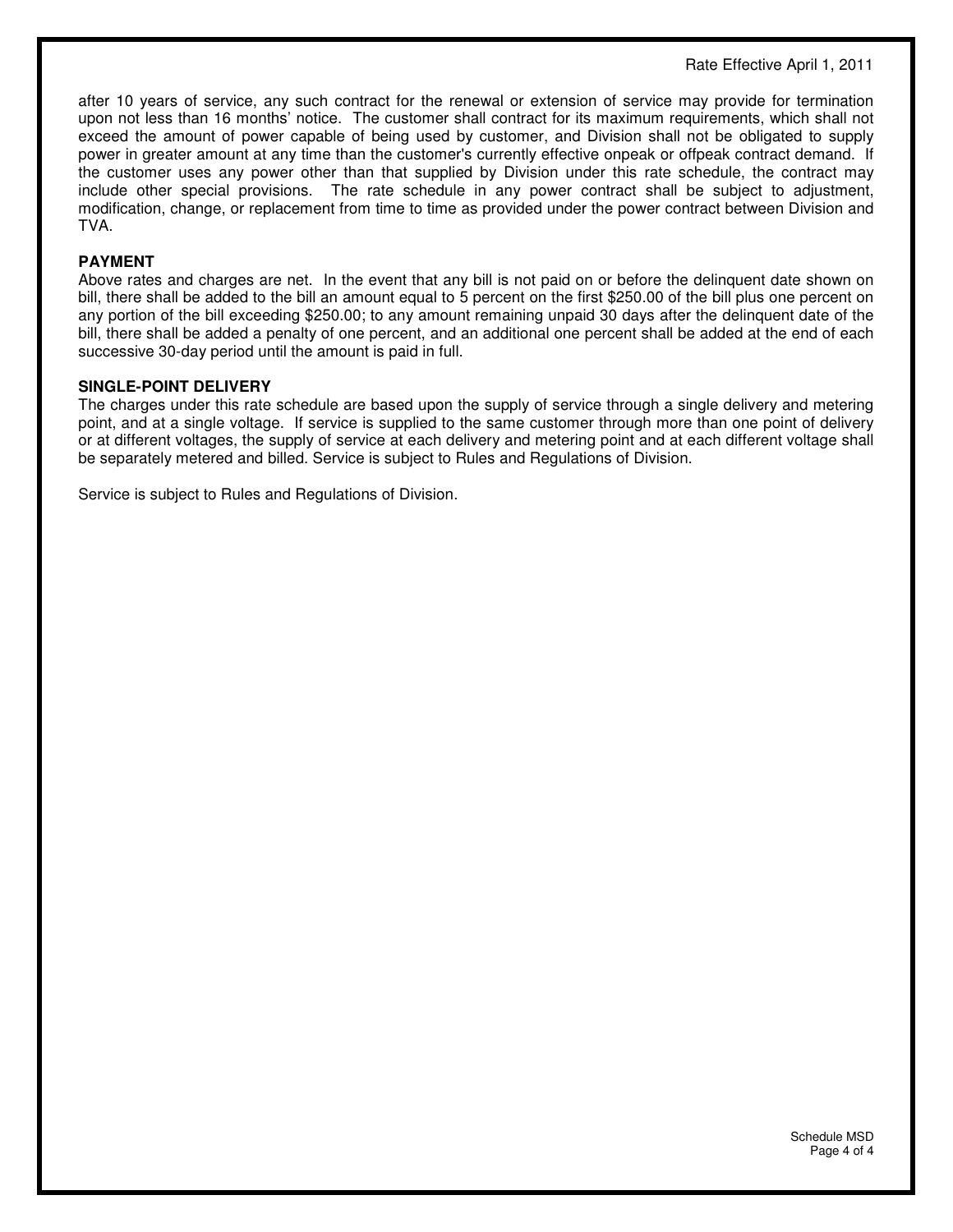after 10 years of service, any such contract for the renewal or extension of service may provide for termination upon not less than 16 months' notice. The customer shall contract for its maximum requirements, which shall not exceed the amount of power capable of being used by customer, and Division shall not be obligated to supply power in greater amount at any time than the customer's currently effective onpeak or offpeak contract demand. If the customer uses any power other than that supplied by Division under this rate schedule, the contract may include other special provisions. The rate schedule in any power contract shall be subject to adjustment, modification, change, or replacement from time to time as provided under the power contract between Division and TVA.

**PAYMENT**

Above rates and charges are net. In the event that any bill is not paid on or before the delinquent date shown on bill, there shall be added to the bill an amount equal to 5 percent on the first $250.00 of the bill plus one percent on any portion of the bill exceeding $250.00; to any amount remaining unpaid 30 days after the delinquent date of the bill, there shall be added a penalty of one percent, and an additional one percent shall be added at the end of each successive 30-day period until the amount is paid in full.

**SINGLE-POINT DELIVERY**

The charges under this rate schedule are based upon the supply of service through a single delivery and metering point, and at a single voltage. If service is supplied to the same customer through more than one point of delivery or at different voltages, the supply of service at each delivery and metering point and at each different voltage shall be separately metered and billed. Service is subject to Rules and Regulations of Division.

Service is subject to Rules and Regulations of Division.